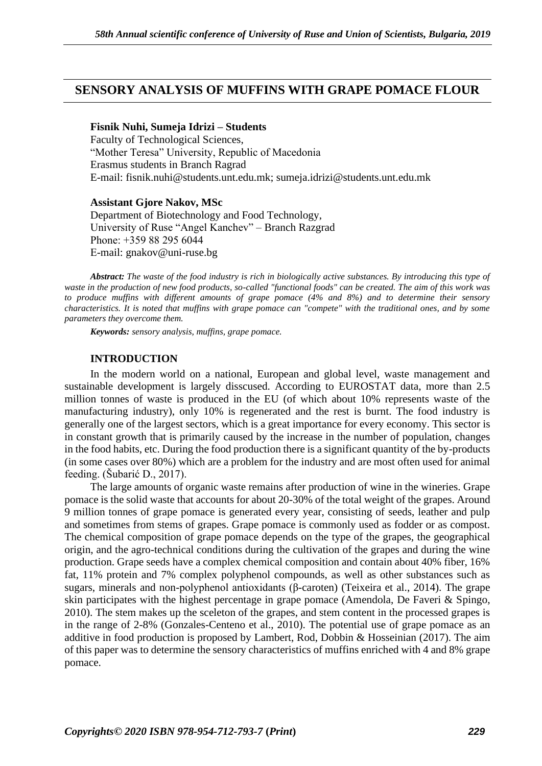# SENSORY ANALYSIS OF MUFFINS WITH GRAPE POMACE FLOUR

**Fisnik Nuhi, Sumeja Idrizi – Students**
Faculty of Technological Sciences,
"Mother Teresa" University, Republic of Macedonia
Erasmus students in Branch Ragrad
E-mail: fisnik.nuhi@students.unt.edu.mk; sumeja.idrizi@students.unt.edu.mk

**Assistant Gjore Nakov, MSc**
Department of Biotechnology and Food Technology,
University of Ruse "Angel Kanchev" – Branch Razgrad
Phone: +359 88 295 6044
E-mail: gnakov@uni-ruse.bg

***Abstract:*** *The waste of the food industry is rich in biologically active substances. By introducing this type of waste in the production of new food products, so-called "functional foods" can be created. The aim of this work was to produce muffins with different amounts of grape pomace (4% and 8%) and to determine their sensory characteristics. It is noted that muffins with grape pomace can "compete" with the traditional ones, and by some parameters they overcome them.*

***Keywords:*** *sensory analysis, muffins, grape pomace.*

## INTRODUCTION

In the modern world on a national, European and global level, waste management and sustainable development is largely disscused. According to EUROSTAT data, more than 2.5 million tonnes of waste is produced in the EU (of which about 10% represents waste of the manufacturing industry), only 10% is regenerated and the rest is burnt. The food industry is generally one of the largest sectors, which is a great importance for every economy. This sector is in constant growth that is primarily caused by the increase in the number of population, changes in the food habits, etc. During the food production there is a significant quantity of the by-products (in some cases over 80%) which are a problem for the industry and are most often used for animal feeding. (Šubarić D., 2017).

The large amounts of organic waste remains after production of wine in the wineries. Grape pomace is the solid waste that accounts for about 20-30% of the total weight of the grapes. Around 9 million tonnes of grape pomace is generated every year, consisting of seeds, leather and pulp and sometimes from stems of grapes. Grape pomace is commonly used as fodder or as compost. The chemical composition of grape pomace depends on the type of the grapes, the geographical origin, and the agro-technical conditions during the cultivation of the grapes and during the wine production. Grape seeds have a complex chemical composition and contain about 40% fiber, 16% fat, 11% protein and 7% complex polyphenol compounds, as well as other substances such as sugars, minerals and non-polyphenol antioxidants (β-caroten) (Teixeira et al., 2014). The grape skin participates with the highest percentage in grape pomace (Amendola, De Faveri & Spingo, 2010). The stem makes up the sceleton of the grapes, and stem content in the processed grapes is in the range of 2-8% (Gonzales-Centeno et al., 2010). The potential use of grape pomace as an additive in food production is proposed by Lambert, Rod, Dobbin & Hosseinian (2017). The aim of this paper was to determine the sensory characteristics of muffins enriched with 4 and 8% grape pomace.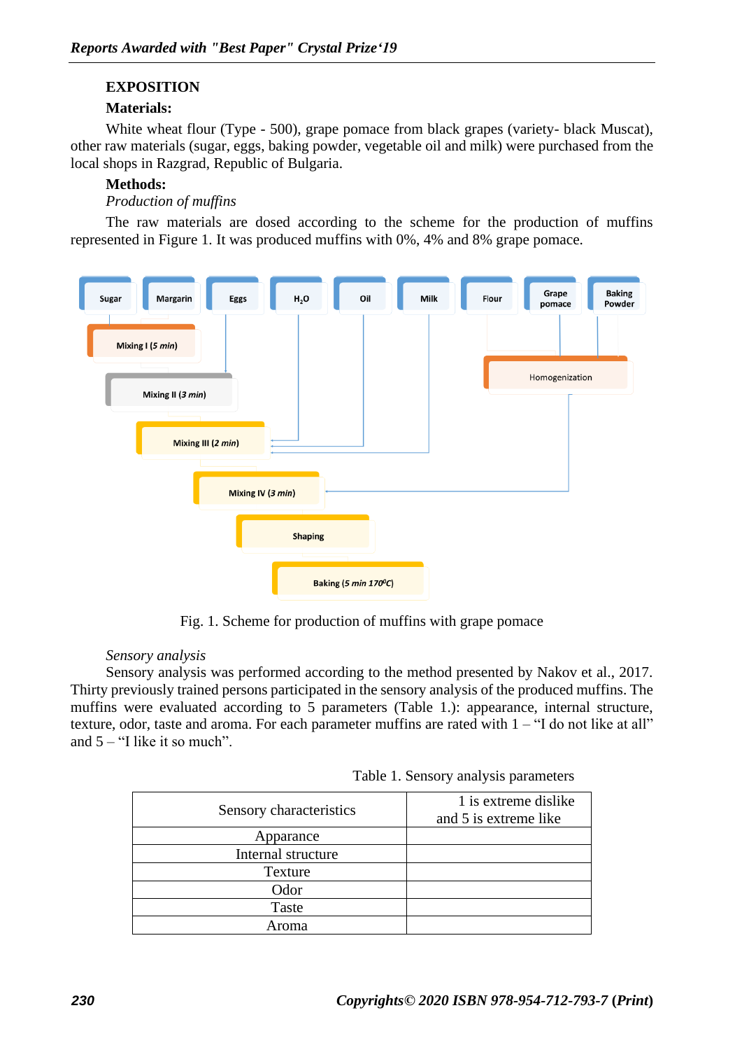## EXPOSITION

### Materials:

White wheat flour (Type - 500), grape pomace from black grapes (variety- black Muscat), other raw materials (sugar, eggs, baking powder, vegetable oil and milk) were purchased from the local shops in Razgrad, Republic of Bulgaria.

### Methods:

*Production of muffins*

The raw materials are dosed according to the scheme for the production of muffins represented in Figure 1. It was produced muffins with 0%, 4% and 8% grape pomace.

Fig. 1. Scheme for production of muffins with grape pomace

*Sensory analysis*

Sensory analysis was performed according to the method presented by Nakov et al., 2017. Thirty previously trained persons participated in the sensory analysis of the produced muffins. The muffins were evaluated according to 5 parameters (Table 1.): appearance, internal structure, texture, odor, taste and aroma. For each parameter muffins are rated with 1 – "I do not like at all" and 5 – "I like it so much".

Table 1. Sensory analysis parameters

| Sensory characteristics | 1 is extreme dislike and 5 is extreme like |
|---|---|
| Apparance | |
| Internal structure | |
| Texture | |
| Odor | |
| Taste | |
| Aroma | |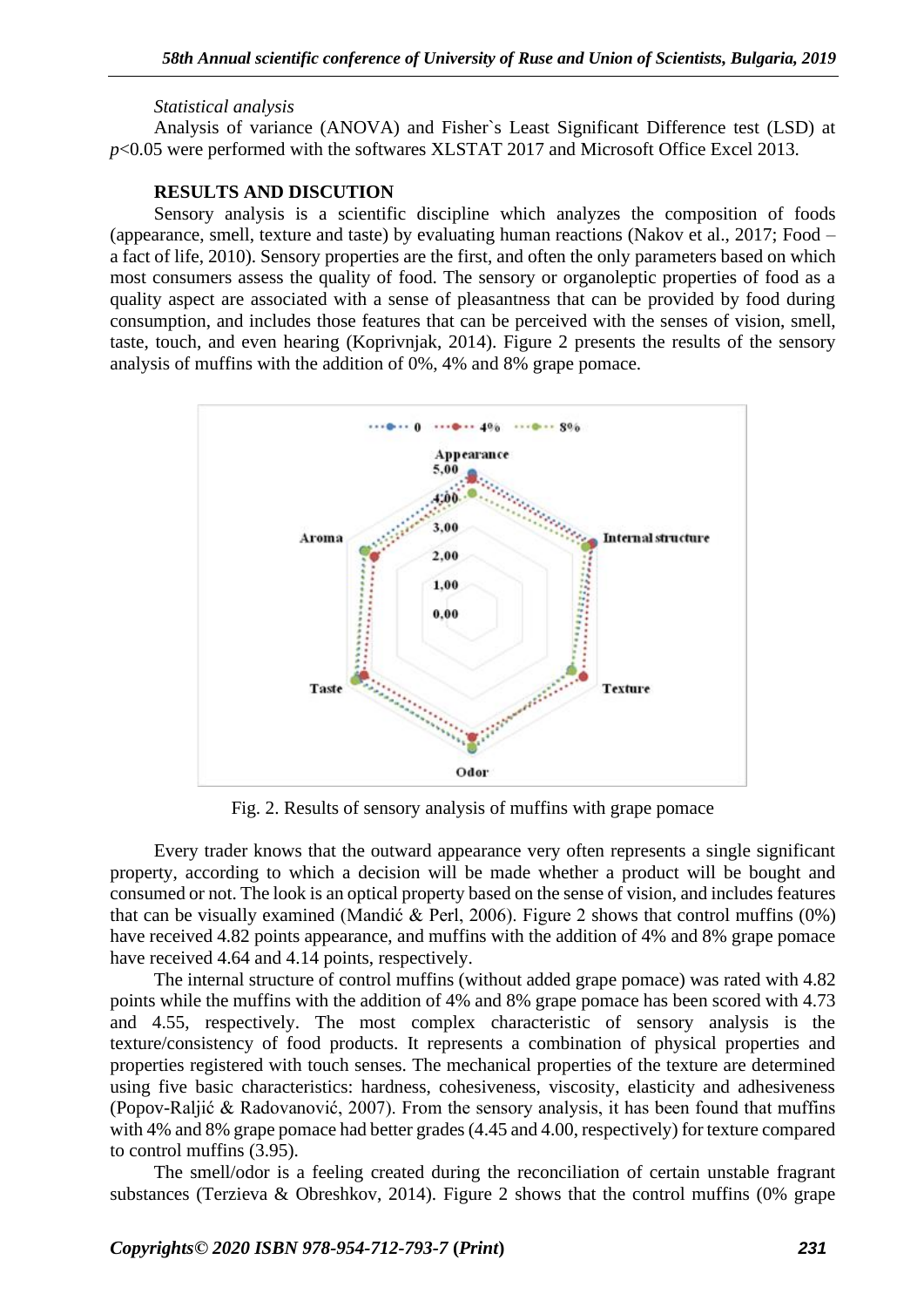*Statistical analysis*

Analysis of variance (ANOVA) and Fisher`s Least Significant Difference test (LSD) at $p<0.05$ were performed with the softwares XLSTAT 2017 and Microsoft Office Excel 2013.

**RESULTS AND DISCUTION**

Sensory analysis is a scientific discipline which analyzes the composition of foods (appearance, smell, texture and taste) by evaluating human reactions (Nakov et al., 2017; Food – a fact of life, 2010). Sensory properties are the first, and often the only parameters based on which most consumers assess the quality of food. The sensory or organoleptic properties of food as a quality aspect are associated with a sense of pleasantness that can be provided by food during consumption, and includes those features that can be perceived with the senses of vision, smell, taste, touch, and even hearing (Koprivnjak, 2014). Figure 2 presents the results of the sensory analysis of muffins with the addition of 0%, 4% and 8% grape pomace.

Fig. 2. Results of sensory analysis of muffins with grape pomace

Every trader knows that the outward appearance very often represents a single significant property, according to which a decision will be made whether a product will be bought and consumed or not. The look is an optical property based on the sense of vision, and includes features that can be visually examined (Mandić & Perl, 2006). Figure 2 shows that control muffins (0%) have received 4.82 points appearance, and muffins with the addition of 4% and 8% grape pomace have received 4.64 and 4.14 points, respectively.

The internal structure of control muffins (without added grape pomace) was rated with 4.82 points while the muffins with the addition of 4% and 8% grape pomace has been scored with 4.73 and 4.55, respectively. The most complex characteristic of sensory analysis is the texture/consistency of food products. It represents a combination of physical properties and properties registered with touch senses. The mechanical properties of the texture are determined using five basic characteristics: hardness, cohesiveness, viscosity, elasticity and adhesiveness (Popov-Raljić & Radovanović, 2007). From the sensory analysis, it has been found that muffins with 4% and 8% grape pomace had better grades (4.45 and 4.00, respectively) for texture compared to control muffins (3.95).

The smell/odor is a feeling created during the reconciliation of certain unstable fragrant substances (Terzieva & Obreshkov, 2014). Figure 2 shows that the control muffins (0% grape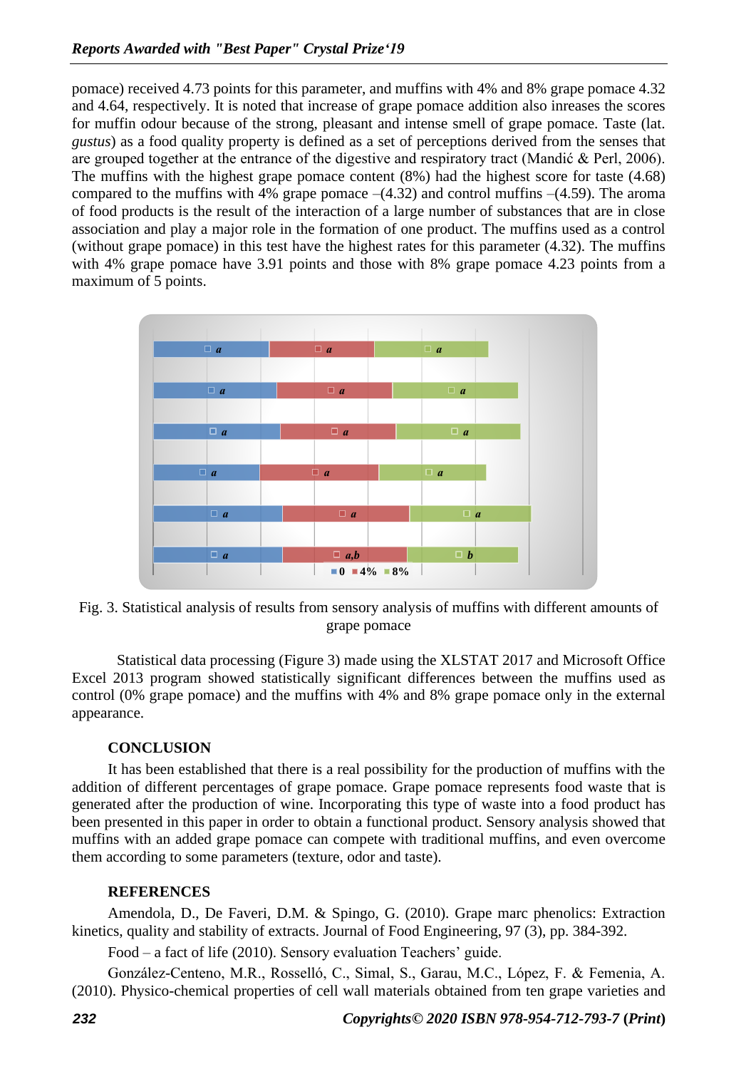pomace) received 4.73 points for this parameter, and muffins with 4% and 8% grape pomace 4.32 and 4.64, respectively. It is noted that increase of grape pomace addition also inreases the scores for muffin odour because of the strong, pleasant and intense smell of grape pomace. Taste (lat. *gustus*) as a food quality property is defined as a set of perceptions derived from the senses that are grouped together at the entrance of the digestive and respiratory tract (Mandić & Perl, 2006). The muffins with the highest grape pomace content (8%) had the highest score for taste (4.68) compared to the muffins with 4% grape pomace –(4.32) and control muffins –(4.59). The aroma of food products is the result of the interaction of a large number of substances that are in close association and play a major role in the formation of one product. The muffins used as a control (without grape pomace) in this test have the highest rates for this parameter (4.32). The muffins with 4% grape pomace have 3.91 points and those with 8% grape pomace 4.23 points from a maximum of 5 points.

Fig. 3. Statistical analysis of results from sensory analysis of muffins with different amounts of grape pomace

Statistical data processing (Figure 3) made using the XLSTAT 2017 and Microsoft Office Excel 2013 program showed statistically significant differences between the muffins used as control (0% grape pomace) and the muffins with 4% and 8% grape pomace only in the external appearance.

## CONCLUSION

It has been established that there is a real possibility for the production of muffins with the addition of different percentages of grape pomace. Grape pomace represents food waste that is generated after the production of wine. Incorporating this type of waste into a food product has been presented in this paper in order to obtain a functional product. Sensory analysis showed that muffins with an added grape pomace can compete with traditional muffins, and even overcome them according to some parameters (texture, odor and taste).

## REFERENCES

Amendola, D., De Faveri, D.M. & Spingo, G. (2010). Grape marc phenolics: Extraction kinetics, quality and stability of extracts. Journal of Food Engineering, 97 (3), pp. 384-392.

Food – a fact of life (2010). Sensory evaluation Teachers' guide.

González-Centeno, M.R., Rosselló, C., Simal, S., Garau, M.C., López, F. & Femenia, A. (2010). Physico-chemical properties of cell wall materials obtained from ten grape varieties and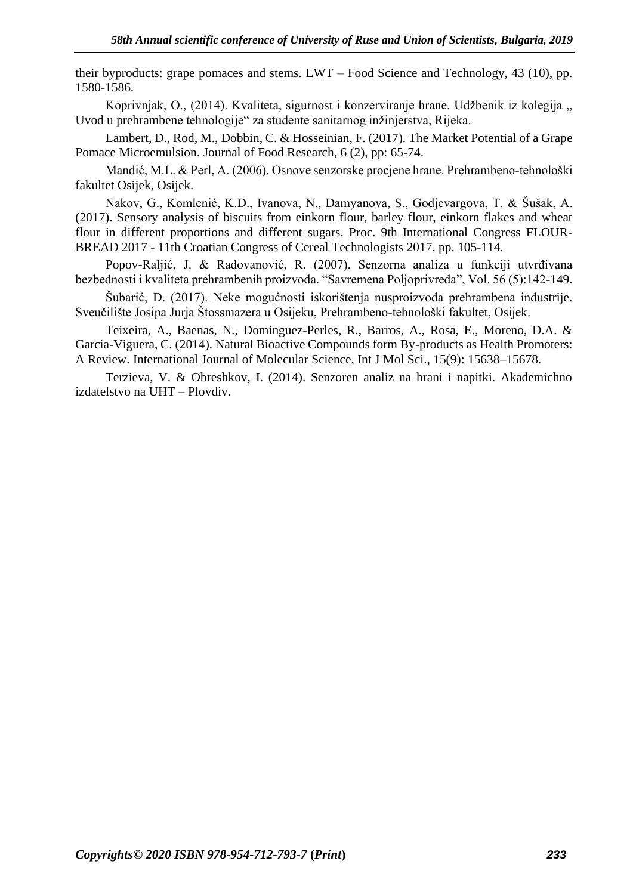their byproducts: grape pomaces and stems. LWT – Food Science and Technology, 43 (10), pp. 1580-1586.

Koprivnjak, O., (2014). Kvaliteta, sigurnost i konzerviranje hrane. Udžbenik iz kolegija „ Uvod u prehrambene tehnologije" za studente sanitarnog inžinjerstva, Rijeka.

Lambert, D., Rod, M., Dobbin, C. & Hosseinian, F. (2017). The Market Potential of a Grape Pomace Microemulsion. Journal of Food Research, 6 (2), pp: 65-74.

Mandić, M.L. & Perl, A. (2006). Osnove senzorske procjene hrane. Prehrambeno-tehnološki fakultet Osijek, Osijek.

Nakov, G., Komlenić, K.D., Ivanova, N., Damyanova, S., Godjevargova, T. & Šušak, A. (2017). Sensory analysis of biscuits from einkorn flour, barley flour, einkorn flakes and wheat flour in different proportions and different sugars. Proc. 9th International Congress FLOUR-BREAD 2017 - 11th Croatian Congress of Cereal Technologists 2017. pp. 105-114.

Popov-Raljić, J. & Radovanović, R. (2007). Senzorna analiza u funkciji utvrđivana bezbednosti i kvaliteta prehrambenih proizvoda. "Savremena Poljoprivreda", Vol. 56 (5):142-149.

Šubarić, D. (2017). Neke mogućnosti iskorištenja nusproizvoda prehrambena industrije. Sveučilište Josipa Jurja Štossmazera u Osijeku, Prehrambeno-tehnološki fakultet, Osijek.

Teixeira, A., Baenas, N., Dominguez-Perles, R., Barros, A., Rosa, E., Moreno, D.A. & Garcia-Viguera, C. (2014). Natural Bioactive Compounds form By-products as Health Promoters: A Review. International Journal of Molecular Science, Int J Mol Sci., 15(9): 15638–15678.

Terzieva, V. & Obreshkov, I. (2014). Senzoren analiz na hrani i napitki. Akademichno izdatelstvo na UHT – Plovdiv.